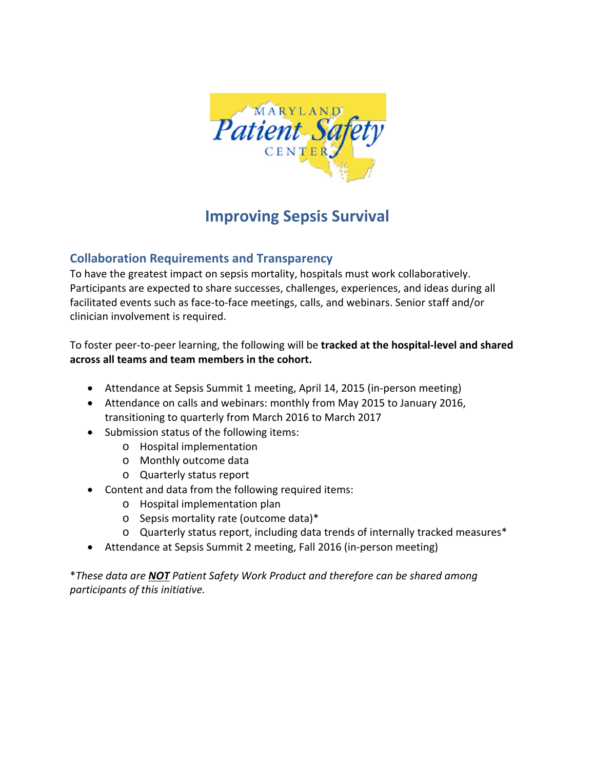# Improving Sepsis Survival

## Collaboration Requirements and Transparency

To have the greatest impact on sepsis mortality, hospitals must work collaboratively. Participants are expected to share successes, challenges, experiences, and ideas during all facilitated events such as face-to-face meetings, calls, and webinars. Senior staff and/or clinician involvement is required.

To foster peer-to-peer learning, the following will be **tracked at the hospital-level and shared across all teams and team members in the cohort.**

- Attendance at Sepsis Summit 1 meeting, April 14, 2015 (in-person meeting)
- Attendance on calls and webinars: monthly from May 2015 to January 2016, transitioning to quarterly from March 2016 to March 2017
- Submission status of the following items:
  - Hospital implementation
  - Monthly outcome data
  - Quarterly status report
- Content and data from the following required items:
  - Hospital implementation plan
  - Sepsis mortality rate (outcome data)*
  - Quarterly status report, including data trends of internally tracked measures*
- Attendance at Sepsis Summit 2 meeting, Fall 2016 (in-person meeting)

**These data are* ***NOT*** *Patient Safety Work Product and therefore can be shared among participants of this initiative.*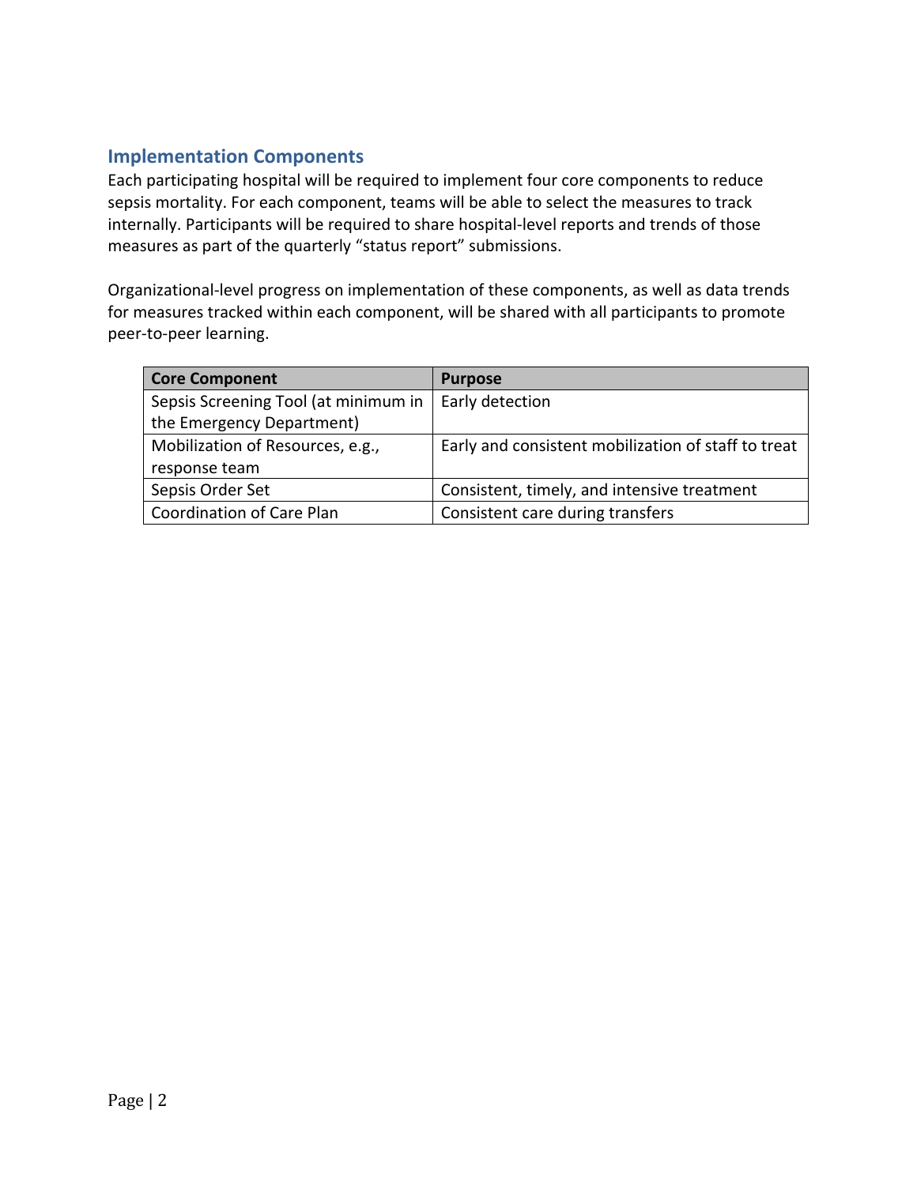## Implementation Components

Each participating hospital will be required to implement four core components to reduce sepsis mortality. For each component, teams will be able to select the measures to track internally. Participants will be required to share hospital-level reports and trends of those measures as part of the quarterly "status report" submissions.

Organizational-level progress on implementation of these components, as well as data trends for measures tracked within each component, will be shared with all participants to promote peer-to-peer learning.

| Core Component | Purpose |
| --- | --- |
| Sepsis Screening Tool (at minimum in the Emergency Department) | Early detection |
| Mobilization of Resources, e.g., response team | Early and consistent mobilization of staff to treat |
| Sepsis Order Set | Consistent, timely, and intensive treatment |
| Coordination of Care Plan | Consistent care during transfers |